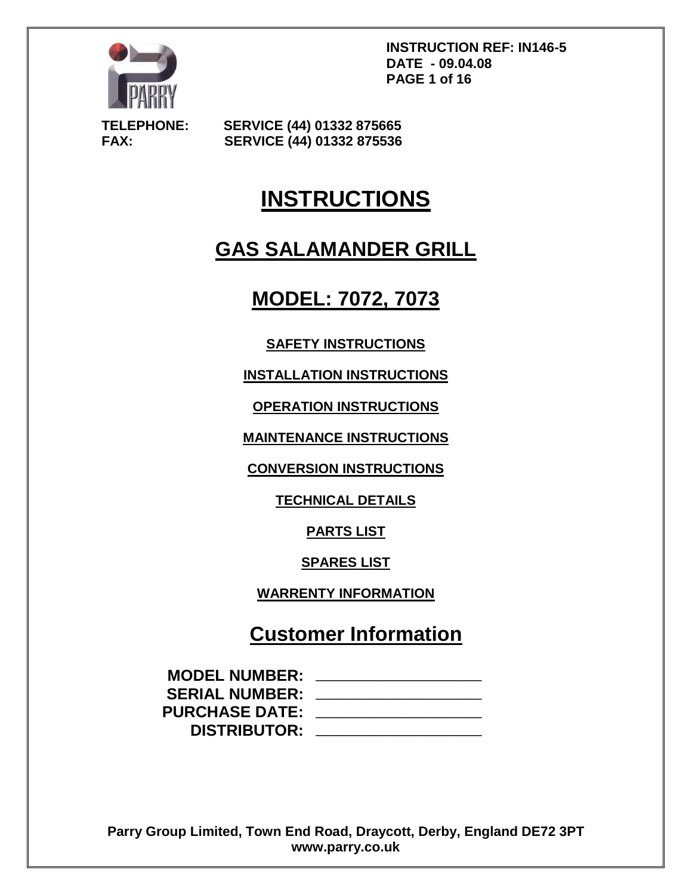**INSTRUCTION REF: IN146-5**
**DATE - 09.04.08**

**TELEPHONE:** SERVICE (44) 01332 875665
**FAX:** SERVICE (44) 01332 875536

# INSTRUCTIONS

## GAS SALAMANDER GRILL

## MODEL: 7072, 7073

**SAFETY INSTRUCTIONS**

**INSTALLATION INSTRUCTIONS**

**OPERATION INSTRUCTIONS**

**MAINTENANCE INSTRUCTIONS**

**CONVERSION INSTRUCTIONS**

**TECHNICAL DETAILS**

**PARTS LIST**

**SPARES LIST**

**WARRENTY INFORMATION**

## Customer Information

**MODEL NUMBER:** ____________________
**SERIAL NUMBER:** ____________________
**PURCHASE DATE:** ____________________
**DISTRIBUTOR:** ____________________

**Parry Group Limited, Town End Road, Draycott, Derby, England DE72 3PT**
**www.parry.co.uk**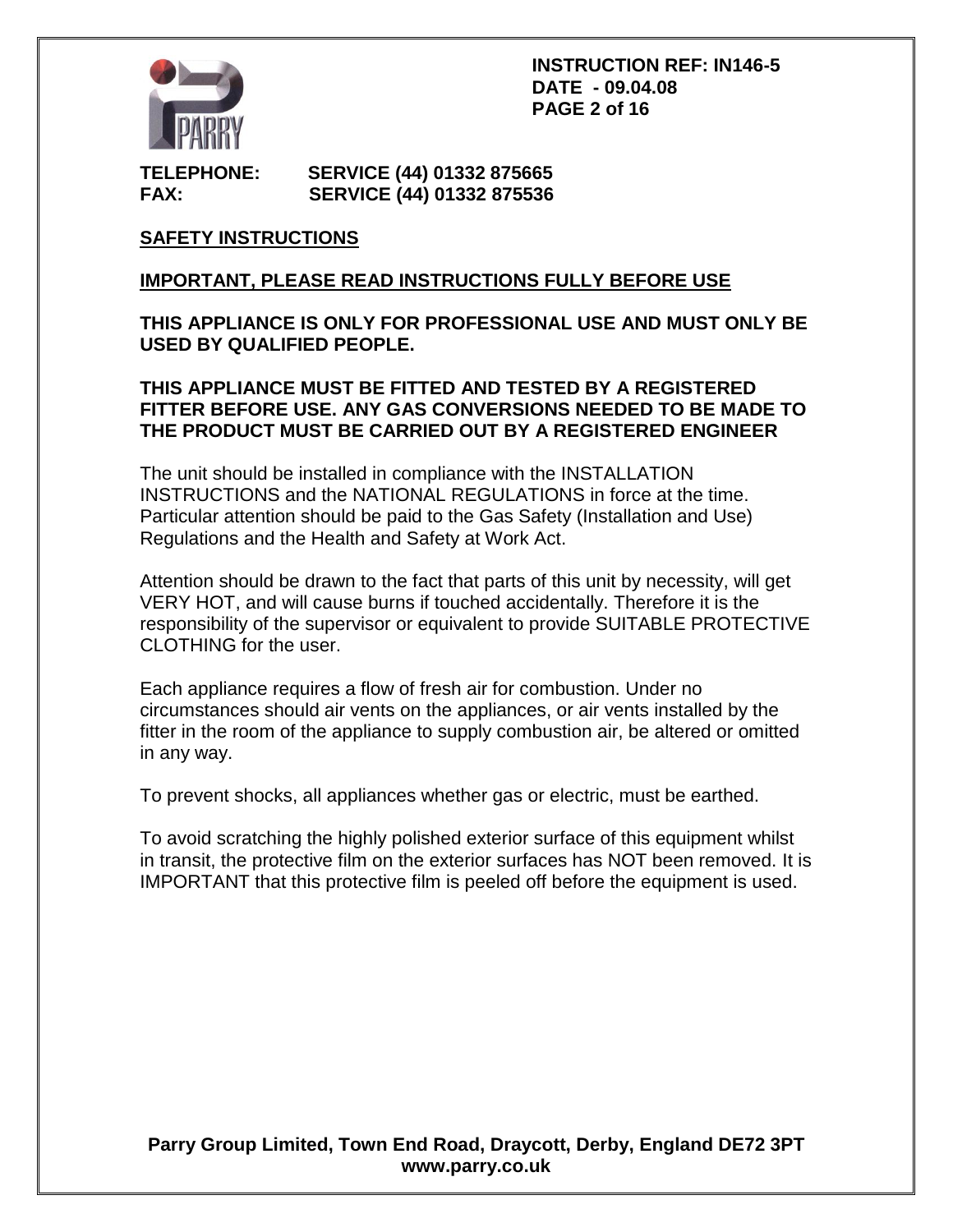**TELEPHONE:** SERVICE (44) 01332 875665
**FAX:** SERVICE (44) 01332 875536

## SAFETY INSTRUCTIONS

**IMPORTANT, PLEASE READ INSTRUCTIONS FULLY BEFORE USE**

**THIS APPLIANCE IS ONLY FOR PROFESSIONAL USE AND MUST ONLY BE USED BY QUALIFIED PEOPLE.**

**THIS APPLIANCE MUST BE FITTED AND TESTED BY A REGISTERED FITTER BEFORE USE. ANY GAS CONVERSIONS NEEDED TO BE MADE TO THE PRODUCT MUST BE CARRIED OUT BY A REGISTERED ENGINEER**

The unit should be installed in compliance with the INSTALLATION INSTRUCTIONS and the NATIONAL REGULATIONS in force at the time. Particular attention should be paid to the Gas Safety (Installation and Use) Regulations and the Health and Safety at Work Act.

Attention should be drawn to the fact that parts of this unit by necessity, will get VERY HOT, and will cause burns if touched accidentally. Therefore it is the responsibility of the supervisor or equivalent to provide SUITABLE PROTECTIVE CLOTHING for the user.

Each appliance requires a flow of fresh air for combustion. Under no circumstances should air vents on the appliances, or air vents installed by the fitter in the room of the appliance to supply combustion air, be altered or omitted in any way.

To prevent shocks, all appliances whether gas or electric, must be earthed.

To avoid scratching the highly polished exterior surface of this equipment whilst in transit, the protective film on the exterior surfaces has NOT been removed. It is IMPORTANT that this protective film is peeled off before the equipment is used.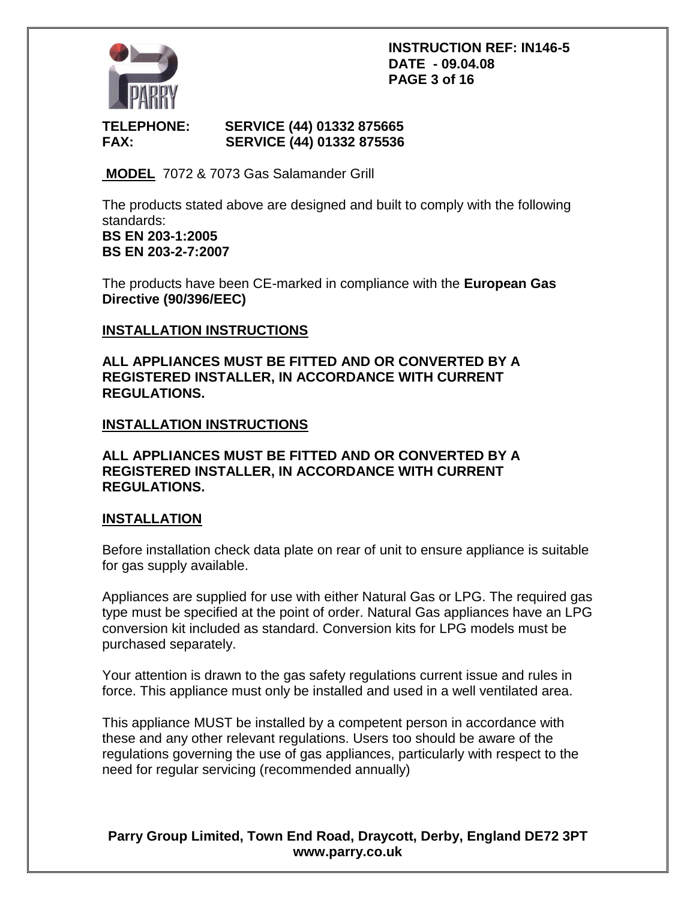**INSTRUCTION REF: IN146-5**
**DATE - 09.04.08**

**TELEPHONE: SERVICE (44) 01332 875665**
**FAX: SERVICE (44) 01332 875536**

**MODEL** 7072 & 7073 Gas Salamander Grill

The products stated above are designed and built to comply with the following standards:
**BS EN 203-1:2005**
**BS EN 203-2-7:2007**

The products have been CE-marked in compliance with the **European Gas Directive (90/396/EEC)**

## INSTALLATION INSTRUCTIONS

**ALL APPLIANCES MUST BE FITTED AND OR CONVERTED BY A REGISTERED INSTALLER, IN ACCORDANCE WITH CURRENT REGULATIONS.**

## INSTALLATION INSTRUCTIONS

**ALL APPLIANCES MUST BE FITTED AND OR CONVERTED BY A REGISTERED INSTALLER, IN ACCORDANCE WITH CURRENT REGULATIONS.**

## INSTALLATION

Before installation check data plate on rear of unit to ensure appliance is suitable for gas supply available.

Appliances are supplied for use with either Natural Gas or LPG. The required gas type must be specified at the point of order. Natural Gas appliances have an LPG conversion kit included as standard. Conversion kits for LPG models must be purchased separately.

Your attention is drawn to the gas safety regulations current issue and rules in force. This appliance must only be installed and used in a well ventilated area.

This appliance MUST be installed by a competent person in accordance with these and any other relevant regulations. Users too should be aware of the regulations governing the use of gas appliances, particularly with respect to the need for regular servicing (recommended annually)

**Parry Group Limited, Town End Road, Draycott, Derby, England DE72 3PT**
**www.parry.co.uk**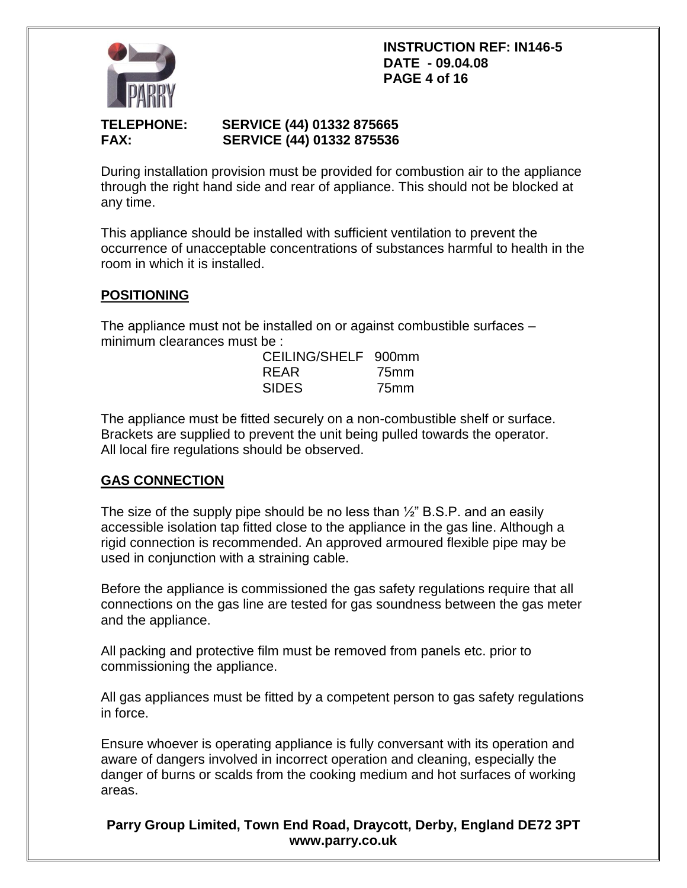TELEPHONE: SERVICE (44) 01332 875665
FAX: SERVICE (44) 01332 875536

During installation provision must be provided for combustion air to the appliance through the right hand side and rear of appliance. This should not be blocked at any time.

This appliance should be installed with sufficient ventilation to prevent the occurrence of unacceptable concentrations of substances harmful to health in the room in which it is installed.

## POSITIONING

The appliance must not be installed on or against combustible surfaces – minimum clearances must be :

| | |
|---|---|
| CEILING/SHELF | 900mm |
| REAR | 75mm |
| SIDES | 75mm |

The appliance must be fitted securely on a non-combustible shelf or surface. Brackets are supplied to prevent the unit being pulled towards the operator. All local fire regulations should be observed.

## GAS CONNECTION

The size of the supply pipe should be no less than ½" B.S.P. and an easily accessible isolation tap fitted close to the appliance in the gas line. Although a rigid connection is recommended. An approved armoured flexible pipe may be used in conjunction with a straining cable.

Before the appliance is commissioned the gas safety regulations require that all connections on the gas line are tested for gas soundness between the gas meter and the appliance.

All packing and protective film must be removed from panels etc. prior to commissioning the appliance.

All gas appliances must be fitted by a competent person to gas safety regulations in force.

Ensure whoever is operating appliance is fully conversant with its operation and aware of dangers involved in incorrect operation and cleaning, especially the danger of burns or scalds from the cooking medium and hot surfaces of working areas.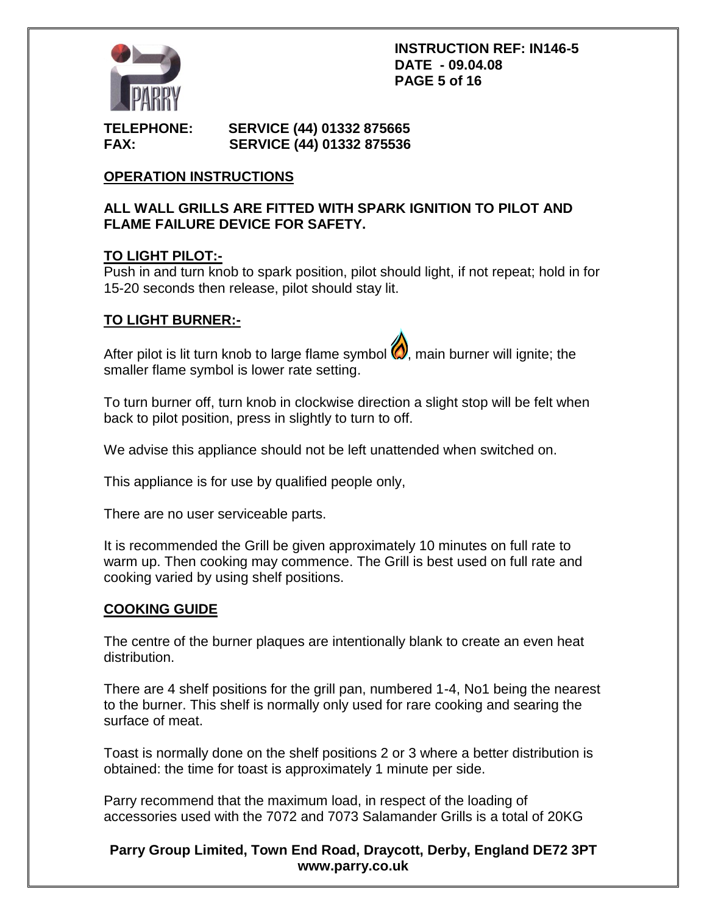**TELEPHONE:** SERVICE (44) 01332 875665
**FAX:** SERVICE (44) 01332 875536

## OPERATION INSTRUCTIONS

**ALL WALL GRILLS ARE FITTED WITH SPARK IGNITION TO PILOT AND FLAME FAILURE DEVICE FOR SAFETY.**

### TO LIGHT PILOT:-

Push in and turn knob to spark position, pilot should light, if not repeat; hold in for 15-20 seconds then release, pilot should stay lit.

### TO LIGHT BURNER:-

After pilot is lit turn knob to large flame symbol, main burner will ignite; the smaller flame symbol is lower rate setting.

To turn burner off, turn knob in clockwise direction a slight stop will be felt when back to pilot position, press in slightly to turn to off.

We advise this appliance should not be left unattended when switched on.

This appliance is for use by qualified people only,

There are no user serviceable parts.

It is recommended the Grill be given approximately 10 minutes on full rate to warm up. Then cooking may commence. The Grill is best used on full rate and cooking varied by using shelf positions.

## COOKING GUIDE

The centre of the burner plaques are intentionally blank to create an even heat distribution.

There are 4 shelf positions for the grill pan, numbered 1-4, No1 being the nearest to the burner. This shelf is normally only used for rare cooking and searing the surface of meat.

Toast is normally done on the shelf positions 2 or 3 where a better distribution is obtained: the time for toast is approximately 1 minute per side.

Parry recommend that the maximum load, in respect of the loading of accessories used with the 7072 and 7073 Salamander Grills is a total of 20KG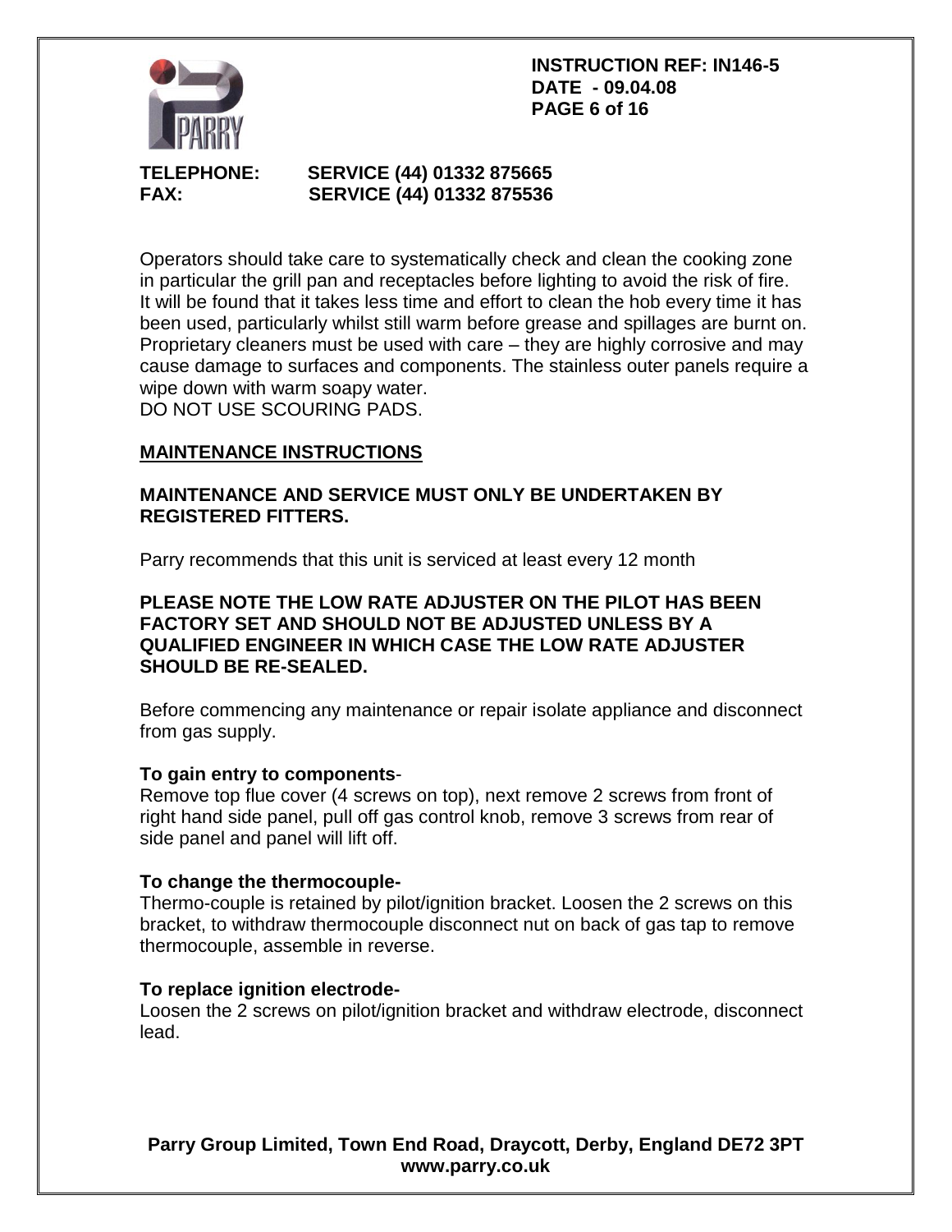Operators should take care to systematically check and clean the cooking zone in particular the grill pan and receptacles before lighting to avoid the risk of fire. It will be found that it takes less time and effort to clean the hob every time it has been used, particularly whilst still warm before grease and spillages are burnt on. Proprietary cleaners must be used with care – they are highly corrosive and may cause damage to surfaces and components. The stainless outer panels require a wipe down with warm soapy water.
DO NOT USE SCOURING PADS.

## MAINTENANCE INSTRUCTIONS

**MAINTENANCE AND SERVICE MUST ONLY BE UNDERTAKEN BY REGISTERED FITTERS.**

Parry recommends that this unit is serviced at least every 12 month

**PLEASE NOTE THE LOW RATE ADJUSTER ON THE PILOT HAS BEEN FACTORY SET AND SHOULD NOT BE ADJUSTED UNLESS BY A QUALIFIED ENGINEER IN WHICH CASE THE LOW RATE ADJUSTER SHOULD BE RE-SEALED.**

Before commencing any maintenance or repair isolate appliance and disconnect from gas supply.

**To gain entry to components**-
Remove top flue cover (4 screws on top), next remove 2 screws from front of right hand side panel, pull off gas control knob, remove 3 screws from rear of side panel and panel will lift off.

**To change the thermocouple-**
Thermo-couple is retained by pilot/ignition bracket. Loosen the 2 screws on this bracket, to withdraw thermocouple disconnect nut on back of gas tap to remove thermocouple, assemble in reverse.

**To replace ignition electrode-**
Loosen the 2 screws on pilot/ignition bracket and withdraw electrode, disconnect lead.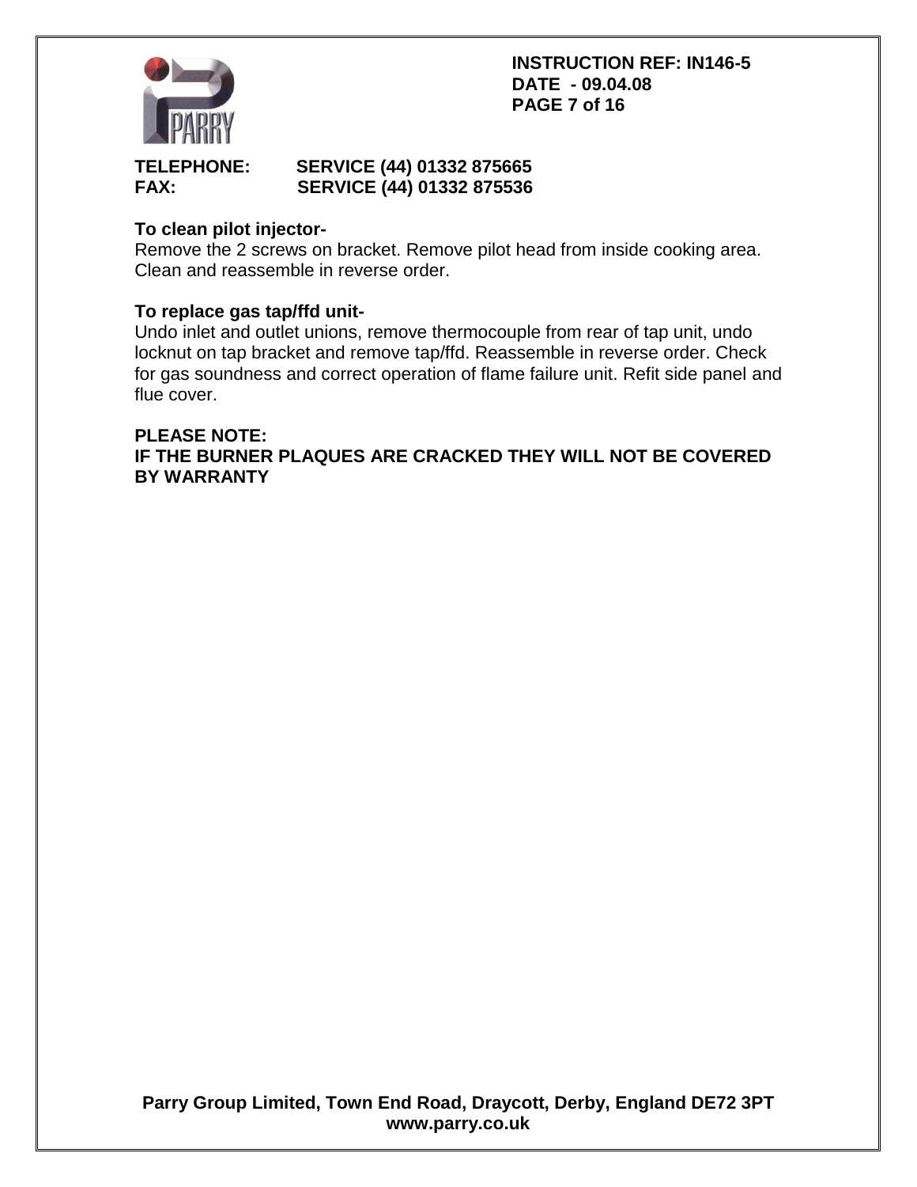**To clean pilot injector-**

Remove the 2 screws on bracket. Remove pilot head from inside cooking area. Clean and reassemble in reverse order.

**To replace gas tap/ffd unit-**

Undo inlet and outlet unions, remove thermocouple from rear of tap unit, undo locknut on tap bracket and remove tap/ffd. Reassemble in reverse order. Check for gas soundness and correct operation of flame failure unit. Refit side panel and flue cover.

**PLEASE NOTE:**
**IF THE BURNER PLAQUES ARE CRACKED THEY WILL NOT BE COVERED BY WARRANTY**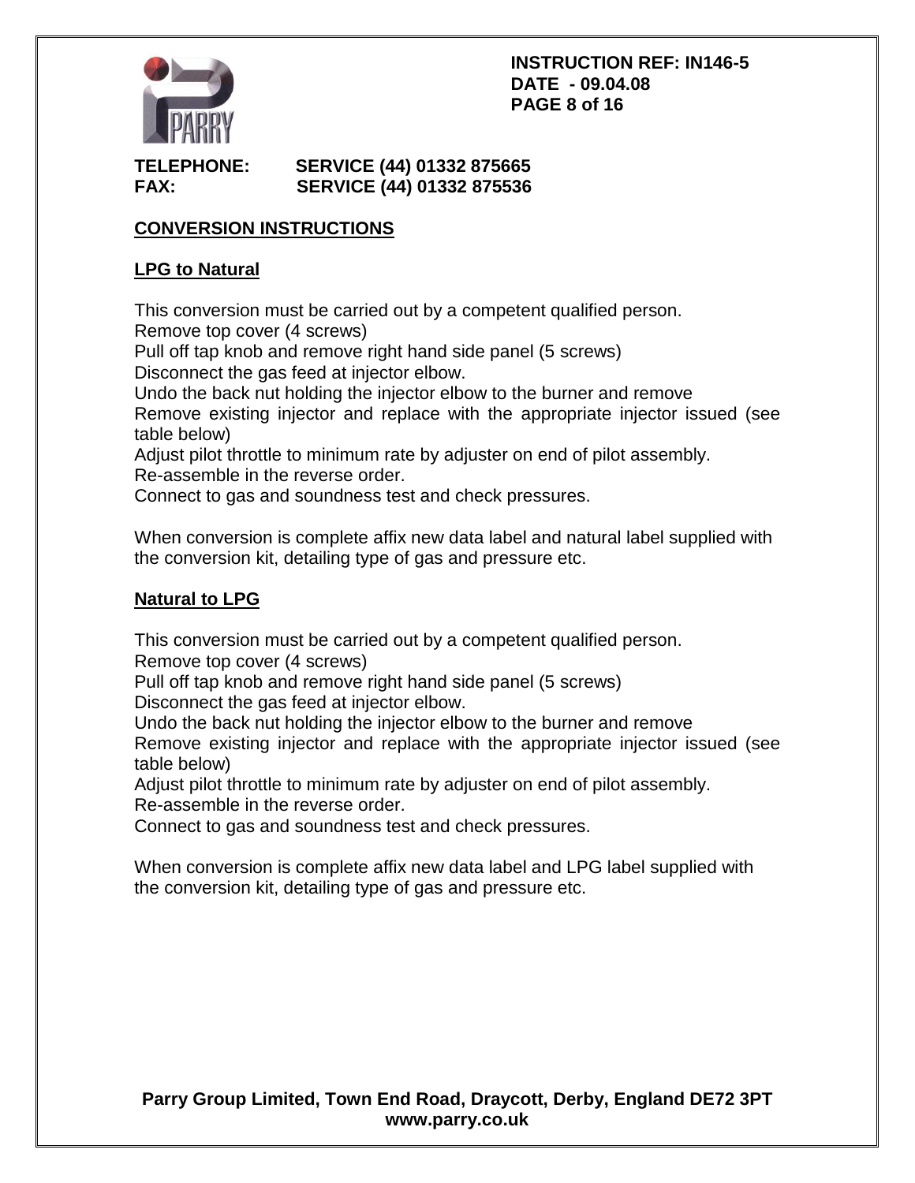## CONVERSION INSTRUCTIONS

### LPG to Natural

This conversion must be carried out by a competent qualified person.
Remove top cover (4 screws)
Pull off tap knob and remove right hand side panel (5 screws)
Disconnect the gas feed at injector elbow.
Undo the back nut holding the injector elbow to the burner and remove
Remove existing injector and replace with the appropriate injector issued (see table below)
Adjust pilot throttle to minimum rate by adjuster on end of pilot assembly.
Re-assemble in the reverse order.
Connect to gas and soundness test and check pressures.

When conversion is complete affix new data label and natural label supplied with the conversion kit, detailing type of gas and pressure etc.

### Natural to LPG

This conversion must be carried out by a competent qualified person.
Remove top cover (4 screws)
Pull off tap knob and remove right hand side panel (5 screws)
Disconnect the gas feed at injector elbow.
Undo the back nut holding the injector elbow to the burner and remove
Remove existing injector and replace with the appropriate injector issued (see table below)
Adjust pilot throttle to minimum rate by adjuster on end of pilot assembly.
Re-assemble in the reverse order.
Connect to gas and soundness test and check pressures.

When conversion is complete affix new data label and LPG label supplied with the conversion kit, detailing type of gas and pressure etc.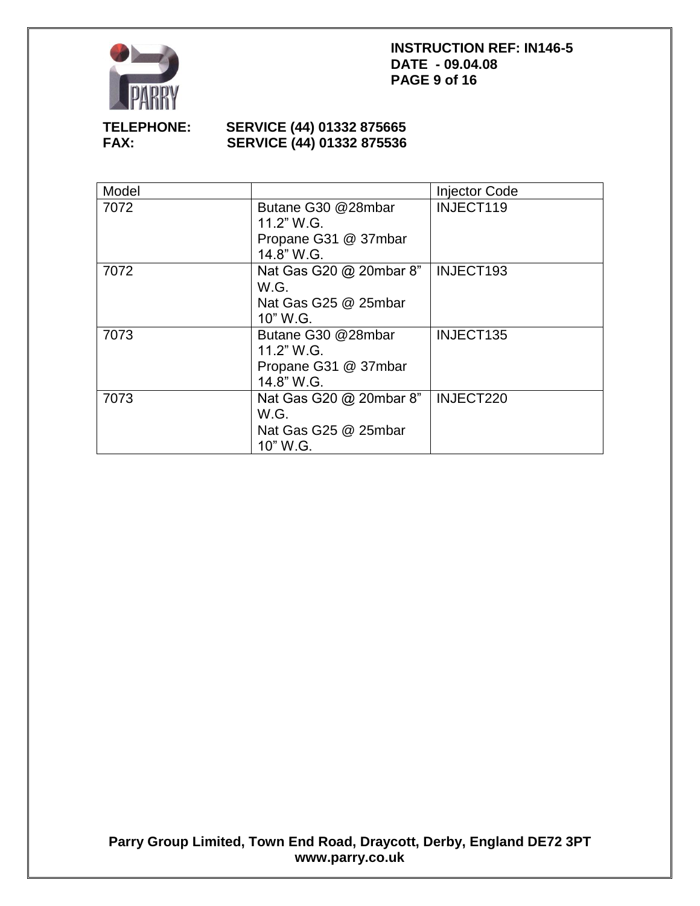| Model | | Injector Code |
|---|---|---|
| 7072 | Butane G30 @28mbar 11.2" W.G. Propane G31 @ 37mbar 14.8" W.G. | INJECT119 |
| 7072 | Nat Gas G20 @ 20mbar 8" W.G. Nat Gas G25 @ 25mbar 10" W.G. | INJECT193 |
| 7073 | Butane G30 @28mbar 11.2" W.G. Propane G31 @ 37mbar 14.8" W.G. | INJECT135 |
| 7073 | Nat Gas G20 @ 20mbar 8" W.G. Nat Gas G25 @ 25mbar 10" W.G. | INJECT220 |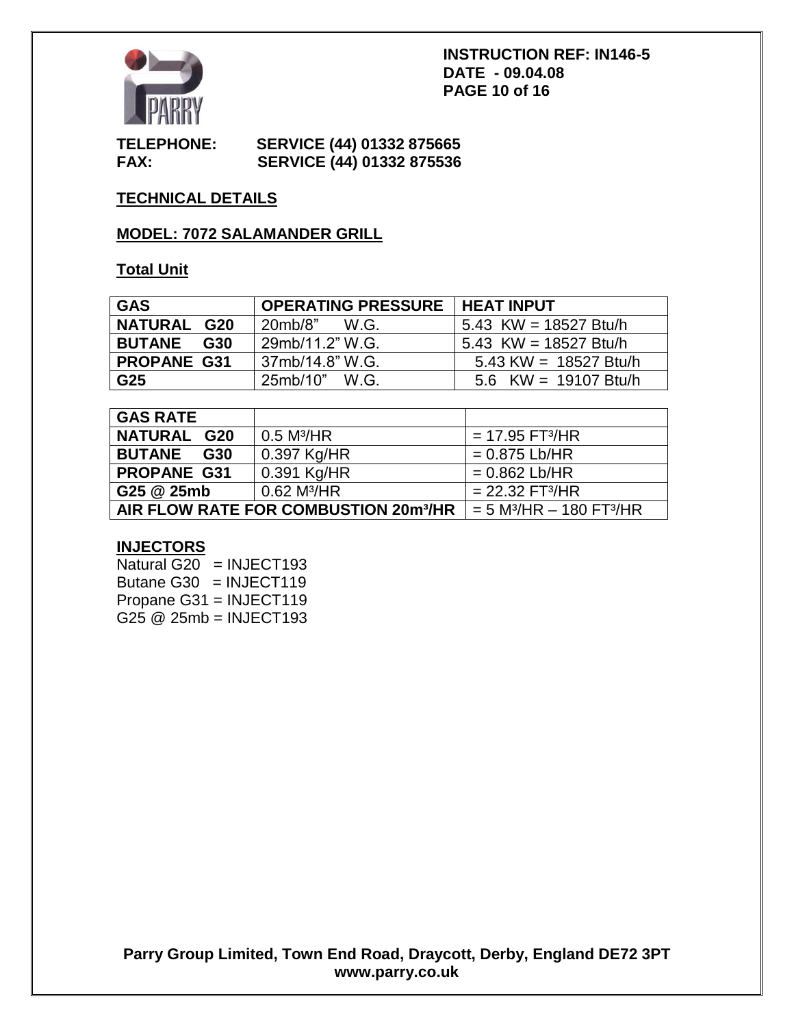**INSTRUCTION REF: IN146-5**
**DATE - 09.04.08**

**TELEPHONE:** SERVICE (44) 01332 875665
**FAX:** SERVICE (44) 01332 875536

## TECHNICAL DETAILS

## MODEL: 7072 SALAMANDER GRILL

### Total Unit

| GAS | OPERATING PRESSURE | HEAT INPUT |
|---|---|---|
| **NATURAL G20** | 20mb/8" W.G. | 5.43 KW = 18527 Btu/h |
| **BUTANE G30** | 29mb/11.2" W.G. | 5.43 KW = 18527 Btu/h |
| **PROPANE G31** | 37mb/14.8" W.G. | 5.43 KW = 18527 Btu/h |
| **G25** | 25mb/10" W.G. | 5.6 KW = 19107 Btu/h |

| GAS RATE | | |
|---|---|---|
| **NATURAL G20** | 0.5 $M^3$/HR | = 17.95 $FT^3$/HR |
| **BUTANE G30** | 0.397 Kg/HR | = 0.875 Lb/HR |
| **PROPANE G31** | 0.391 Kg/HR | = 0.862 Lb/HR |
| **G25 @ 25mb** | 0.62 $M^3$/HR | = 22.32 $FT^3$/HR |
| **AIR FLOW RATE FOR COMBUSTION 20m³/HR** | | = 5 $M^3$/HR – 180 $FT^3$/HR |

### INJECTORS

Natural G20 = INJECT193
Butane G30 = INJECT119
Propane G31 = INJECT119
G25 @ 25mb = INJECT193

**Parry Group Limited, Town End Road, Draycott, Derby, England DE72 3PT**
**www.parry.co.uk**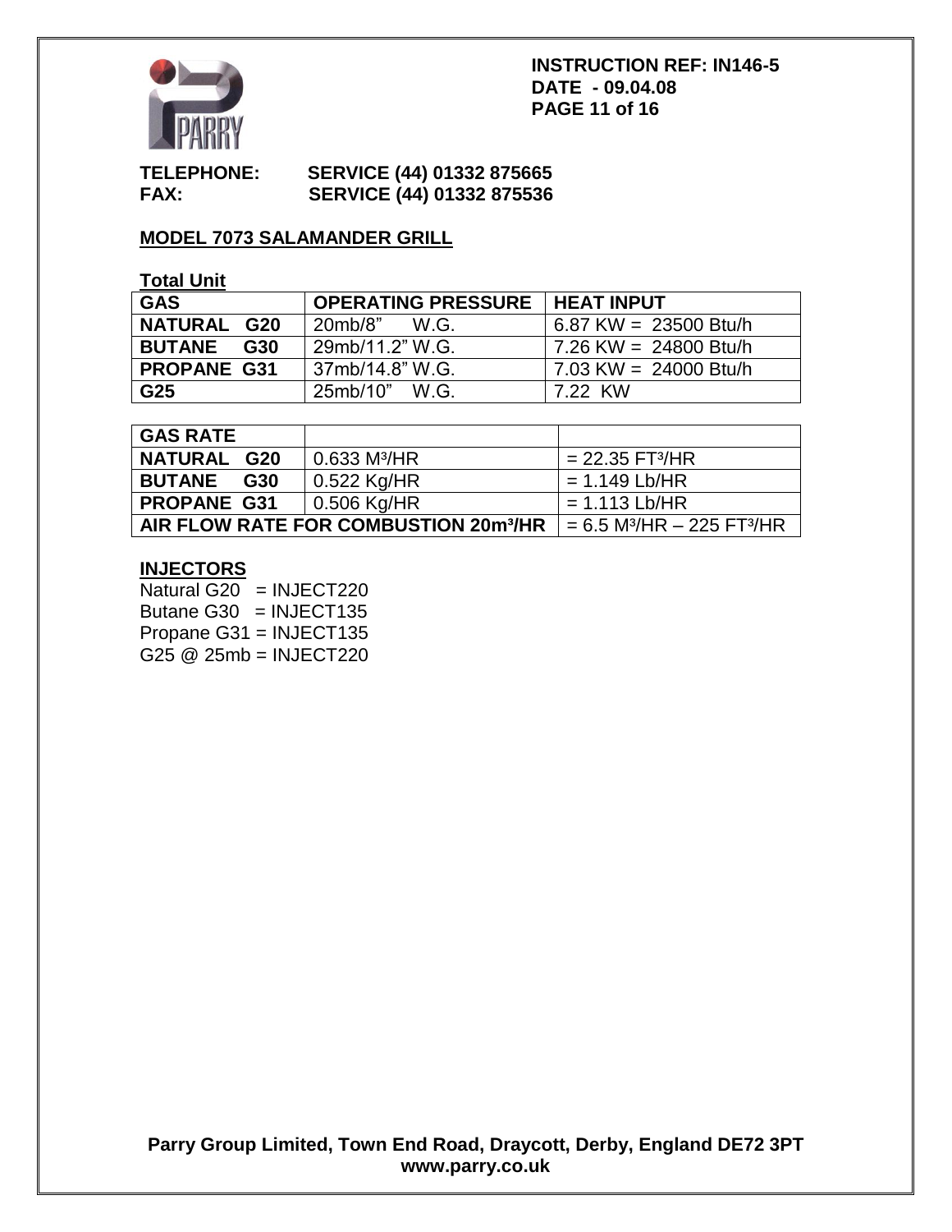**INSTRUCTION REF: IN146-5**
**DATE - 09.04.08**

**TELEPHONE: SERVICE (44) 01332 875665**
**FAX: SERVICE (44) 01332 875536**

## MODEL 7073 SALAMANDER GRILL

**Total Unit**

| GAS | OPERATING PRESSURE | HEAT INPUT |
|---|---|---|
| **NATURAL G20** | 20mb/8" W.G. | 6.87 KW = 23500 Btu/h |
| **BUTANE G30** | 29mb/11.2" W.G. | 7.26 KW = 24800 Btu/h |
| **PROPANE G31** | 37mb/14.8" W.G. | 7.03 KW = 24000 Btu/h |
| **G25** | 25mb/10" W.G. | 7.22 KW |

| GAS RATE | | |
|---|---|---|
| **NATURAL G20** | 0.633 $M^3$/HR | = 22.35 $FT^3$/HR |
| **BUTANE G30** | 0.522 Kg/HR | = 1.149 Lb/HR |
| **PROPANE G31** | 0.506 Kg/HR | = 1.113 Lb/HR |
| **AIR FLOW RATE FOR COMBUSTION 20m³/HR** | | = 6.5 $M^3$/HR – 225 $FT^3$/HR |

**INJECTORS**

Natural G20 = INJECT220
Butane G30 = INJECT135
Propane G31 = INJECT135
G25 @ 25mb = INJECT220

**Parry Group Limited, Town End Road, Draycott, Derby, England DE72 3PT**
**www.parry.co.uk**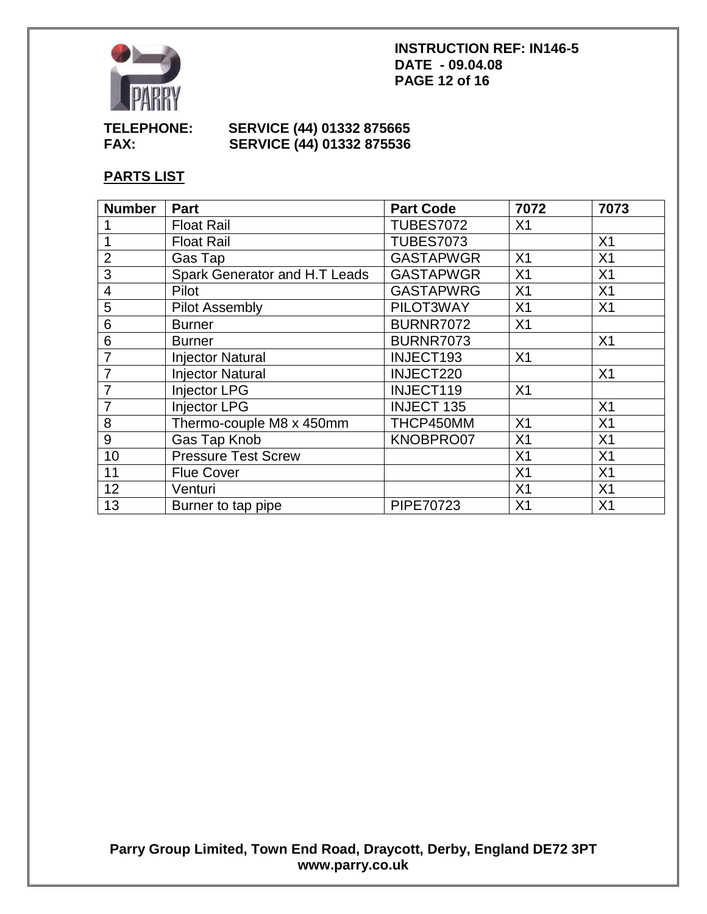**INSTRUCTION REF: IN146-5**
**DATE - 09.04.08**

**TELEPHONE:** SERVICE (44) 01332 875665
**FAX:** SERVICE (44) 01332 875536

## PARTS LIST

| Number | Part | Part Code | 7072 | 7073 |
|---|---|---|---|---|
| 1 | Float Rail | TUBES7072 | X1 | |
| 1 | Float Rail | TUBES7073 | | X1 |
| 2 | Gas Tap | GASTAPWGR | X1 | X1 |
| 3 | Spark Generator and H.T Leads | GASTAPWGR | X1 | X1 |
| 4 | Pilot | GASTAPWRG | X1 | X1 |
| 5 | Pilot Assembly | PILOT3WAY | X1 | X1 |
| 6 | Burner | BURNR7072 | X1 | |
| 6 | Burner | BURNR7073 | | X1 |
| 7 | Injector Natural | INJECT193 | X1 | |
| 7 | Injector Natural | INJECT220 | | X1 |
| 7 | Injector LPG | INJECT119 | X1 | |
| 7 | Injector LPG | INJECT 135 | | X1 |
| 8 | Thermo-couple M8 x 450mm | THCP450MM | X1 | X1 |
| 9 | Gas Tap Knob | KNOBPRO07 | X1 | X1 |
| 10 | Pressure Test Screw | | X1 | X1 |
| 11 | Flue Cover | | X1 | X1 |
| 12 | Venturi | | X1 | X1 |
| 13 | Burner to tap pipe | PIPE70723 | X1 | X1 |

**Parry Group Limited, Town End Road, Draycott, Derby, England DE72 3PT**
**www.parry.co.uk**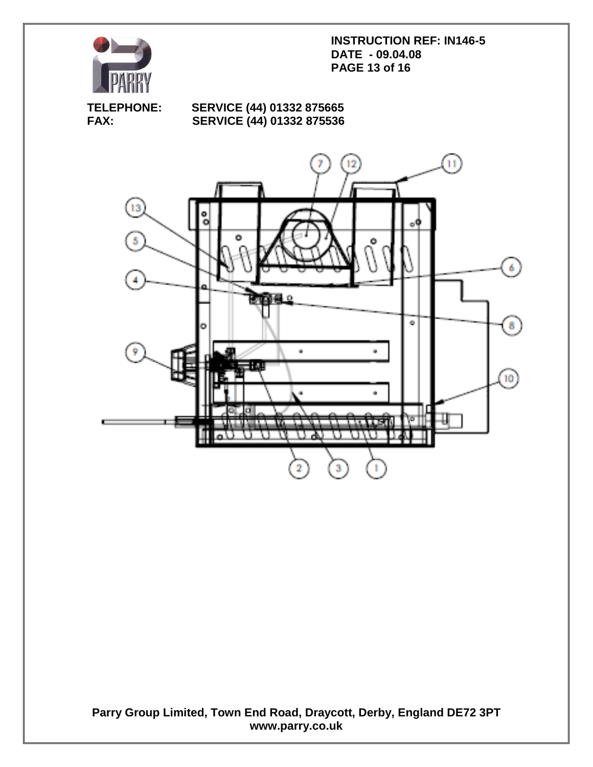INSTRUCTION REF: IN146-5
DATE - 09.04.08

TELEPHONE: SERVICE (44) 01332 875665
FAX: SERVICE (44) 01332 875536

Parry Group Limited, Town End Road, Draycott, Derby, England DE72 3PT
www.parry.co.uk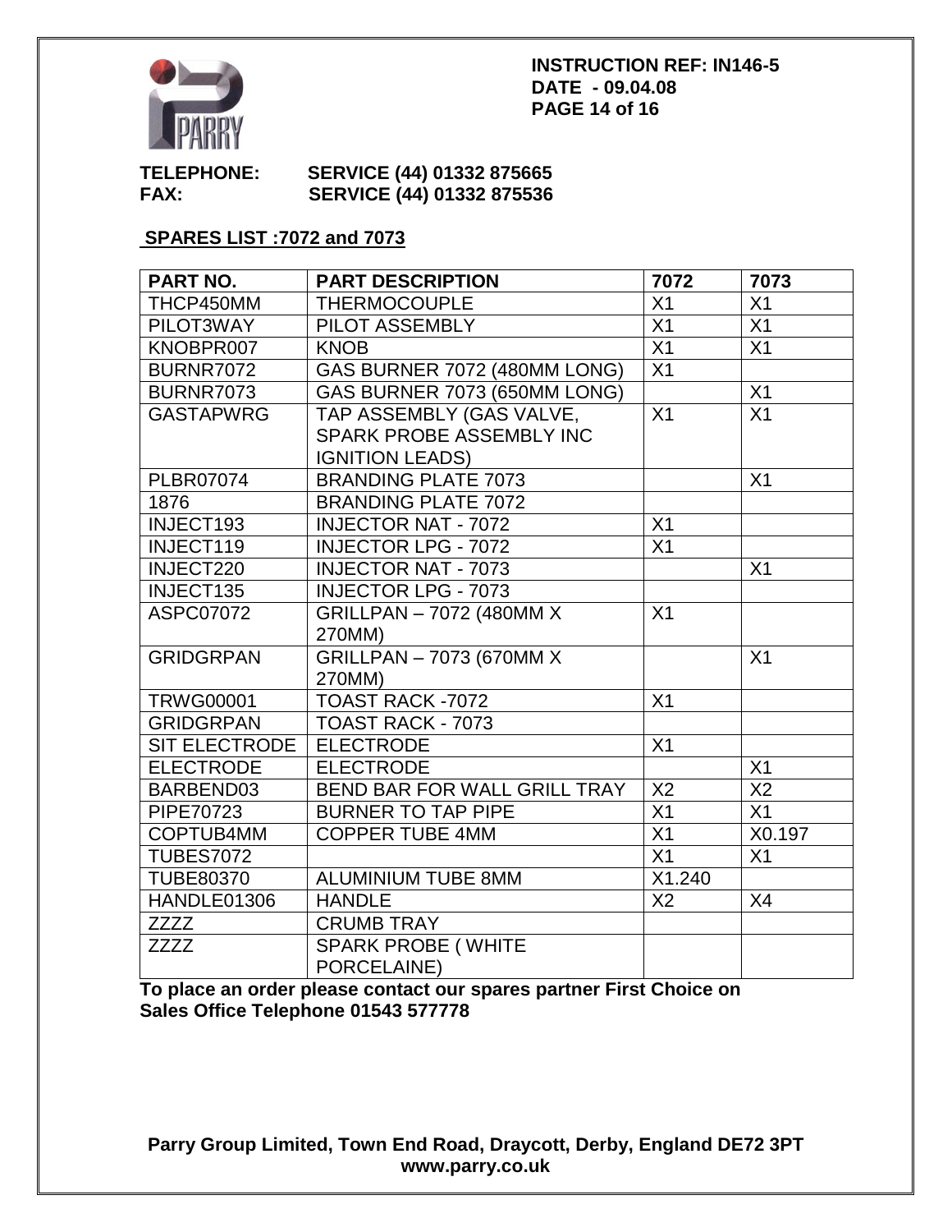**INSTRUCTION REF: IN146-5**
**DATE - 09.04.08**

**TELEPHONE:** SERVICE (44) 01332 875665
**FAX:** SERVICE (44) 01332 875536

## SPARES LIST :7072 and 7073

| PART NO. | PART DESCRIPTION | 7072 | 7073 |
|---|---|---|---|
| THCP450MM | THERMOCOUPLE | X1 | X1 |
| PILOT3WAY | PILOT ASSEMBLY | X1 | X1 |
| KNOBPR007 | KNOB | X1 | X1 |
| BURNR7072 | GAS BURNER 7072 (480MM LONG) | X1 | |
| BURNR7073 | GAS BURNER 7073 (650MM LONG) | | X1 |
| GASTAPWRG | TAP ASSEMBLY (GAS VALVE, SPARK PROBE ASSEMBLY INC IGNITION LEADS) | X1 | X1 |
| PLBR07074 | BRANDING PLATE 7073 | | X1 |
| 1876 | BRANDING PLATE 7072 | | |
| INJECT193 | INJECTOR NAT - 7072 | X1 | |
| INJECT119 | INJECTOR LPG - 7072 | X1 | |
| INJECT220 | INJECTOR NAT - 7073 | | X1 |
| INJECT135 | INJECTOR LPG - 7073 | | |
| ASPC07072 | GRILLPAN – 7072 (480MM X 270MM) | X1 | |
| GRIDGRPAN | GRILLPAN – 7073 (670MM X 270MM) | | X1 |
| TRWG00001 | TOAST RACK -7072 | X1 | |
| GRIDGRPAN | TOAST RACK - 7073 | | |
| SIT ELECTRODE | ELECTRODE | X1 | |
| ELECTRODE | ELECTRODE | | X1 |
| BARBEND03 | BEND BAR FOR WALL GRILL TRAY | X2 | X2 |
| PIPE70723 | BURNER TO TAP PIPE | X1 | X1 |
| COPTUB4MM | COPPER TUBE 4MM | X1 | X0.197 |
| TUBES7072 | | X1 | X1 |
| TUBE80370 | ALUMINIUM TUBE 8MM | X1.240 | |
| HANDLE01306 | HANDLE | X2 | X4 |
| ZZZZ | CRUMB TRAY | | |
| ZZZZ | SPARK PROBE ( WHITE PORCELAINE) | | |

**To place an order please contact our spares partner First Choice on Sales Office Telephone 01543 577778**

**Parry Group Limited, Town End Road, Draycott, Derby, England DE72 3PT**
**www.parry.co.uk**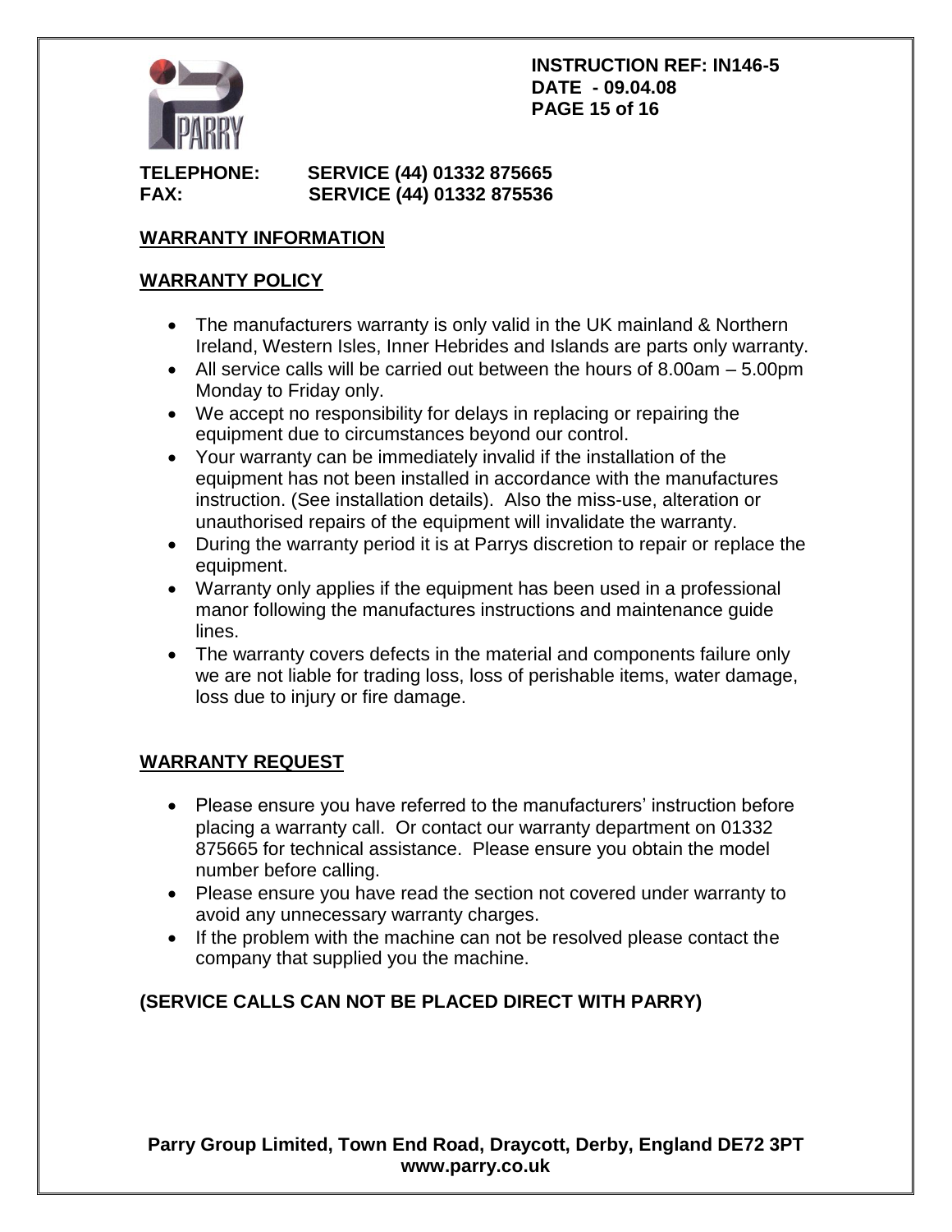**TELEPHONE:** SERVICE (44) 01332 875665
**FAX:** SERVICE (44) 01332 875536

## WARRANTY INFORMATION

### WARRANTY POLICY

- The manufacturers warranty is only valid in the UK mainland & Northern Ireland, Western Isles, Inner Hebrides and Islands are parts only warranty.
- All service calls will be carried out between the hours of 8.00am – 5.00pm Monday to Friday only.
- We accept no responsibility for delays in replacing or repairing the equipment due to circumstances beyond our control.
- Your warranty can be immediately invalid if the installation of the equipment has not been installed in accordance with the manufactures instruction. (See installation details). Also the miss-use, alteration or unauthorised repairs of the equipment will invalidate the warranty.
- During the warranty period it is at Parrys discretion to repair or replace the equipment.
- Warranty only applies if the equipment has been used in a professional manor following the manufactures instructions and maintenance guide lines.
- The warranty covers defects in the material and components failure only we are not liable for trading loss, loss of perishable items, water damage, loss due to injury or fire damage.

### WARRANTY REQUEST

- Please ensure you have referred to the manufacturers' instruction before placing a warranty call. Or contact our warranty department on 01332 875665 for technical assistance. Please ensure you obtain the model number before calling.
- Please ensure you have read the section not covered under warranty to avoid any unnecessary warranty charges.
- If the problem with the machine can not be resolved please contact the company that supplied you the machine.

**(SERVICE CALLS CAN NOT BE PLACED DIRECT WITH PARRY)**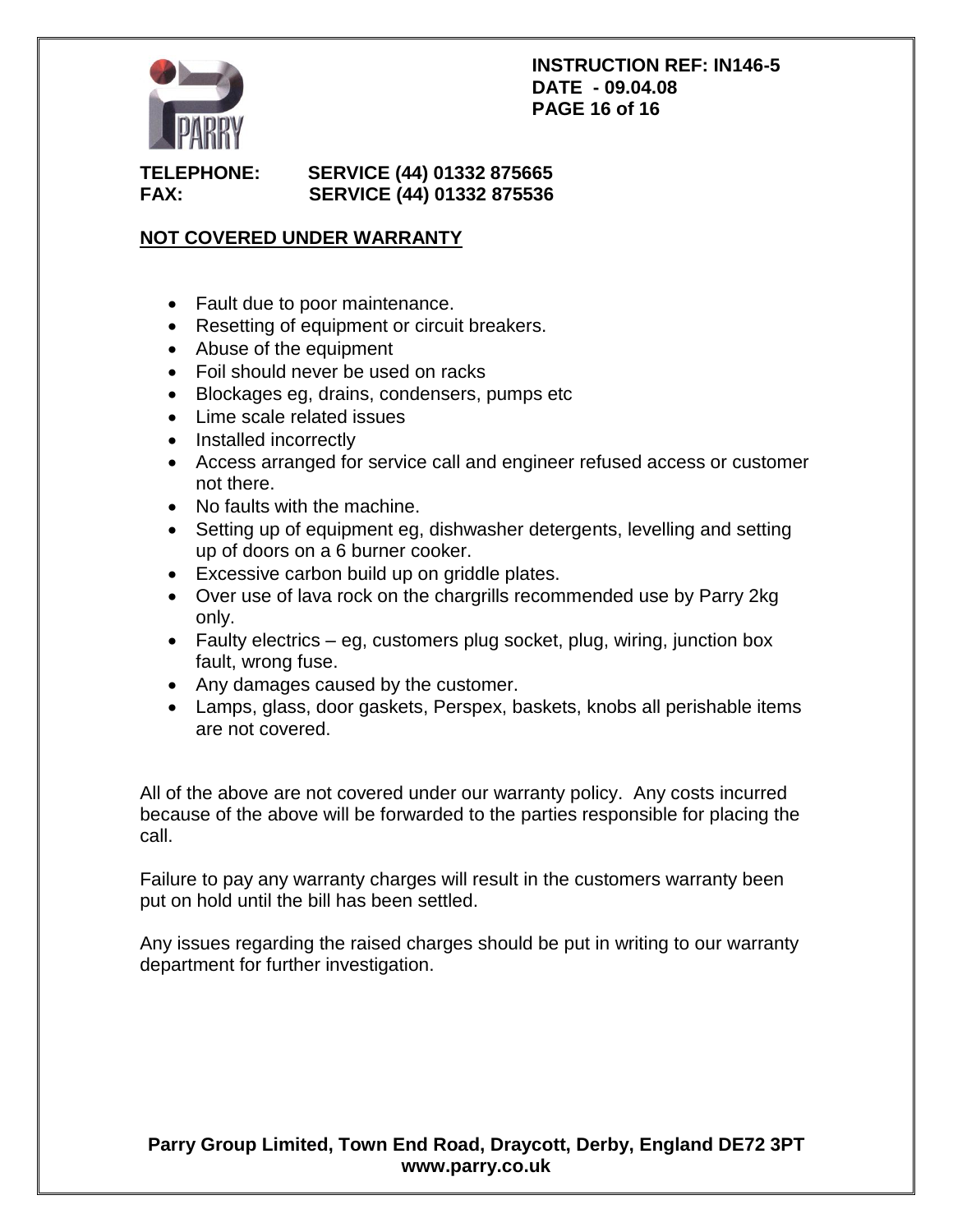**TELEPHONE: SERVICE (44) 01332 875665**
**FAX: SERVICE (44) 01332 875536**

## NOT COVERED UNDER WARRANTY

- Fault due to poor maintenance.
- Resetting of equipment or circuit breakers.
- Abuse of the equipment
- Foil should never be used on racks
- Blockages eg, drains, condensers, pumps etc
- Lime scale related issues
- Installed incorrectly
- Access arranged for service call and engineer refused access or customer not there.
- No faults with the machine.
- Setting up of equipment eg, dishwasher detergents, levelling and setting up of doors on a 6 burner cooker.
- Excessive carbon build up on griddle plates.
- Over use of lava rock on the chargrills recommended use by Parry 2kg only.
- Faulty electrics – eg, customers plug socket, plug, wiring, junction box fault, wrong fuse.
- Any damages caused by the customer.
- Lamps, glass, door gaskets, Perspex, baskets, knobs all perishable items are not covered.

All of the above are not covered under our warranty policy. Any costs incurred because of the above will be forwarded to the parties responsible for placing the call.

Failure to pay any warranty charges will result in the customers warranty been put on hold until the bill has been settled.

Any issues regarding the raised charges should be put in writing to our warranty department for further investigation.